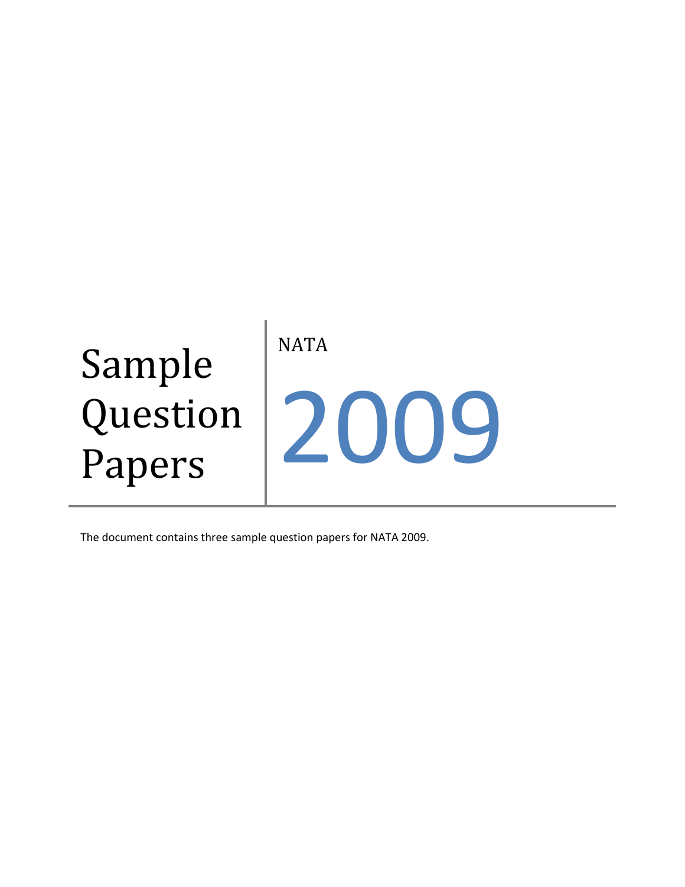# Sample Question Papers

NATA

# 2009

The document contains three sample question papers for NATA 2009.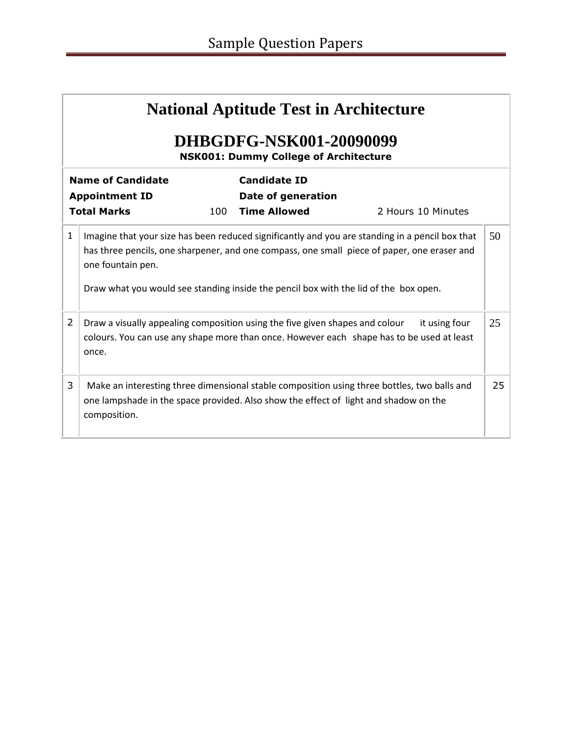# National Aptitude Test in Architecture

## DHBGDFG-NSK001-20090099

**NSK001: Dummy College of Architecture**

| | | | |
|---|---|---|---|
| **Name of Candidate** | | **Candidate ID** | |
| **Appointment ID** | | **Date of generation** | |
| **Total Marks** | 100 | **Time Allowed** | 2 Hours 10 Minutes |

| | | |
|---|---|---|
| 1 | Imagine that your size has been reduced significantly and you are standing in a pencil box that has three pencils, one sharpener, and one compass, one small piece of paper, one eraser and one fountain pen.<br><br>Draw what you would see standing inside the pencil box with the lid of the box open. | 50 |
| 2 | Draw a visually appealing composition using the five given shapes and colour it using four colours. You can use any shape more than once. However each shape has to be used at least once. | 25 |
| 3 | Make an interesting three dimensional stable composition using three bottles, two balls and one lampshade in the space provided. Also show the effect of light and shadow on the composition. | 25 |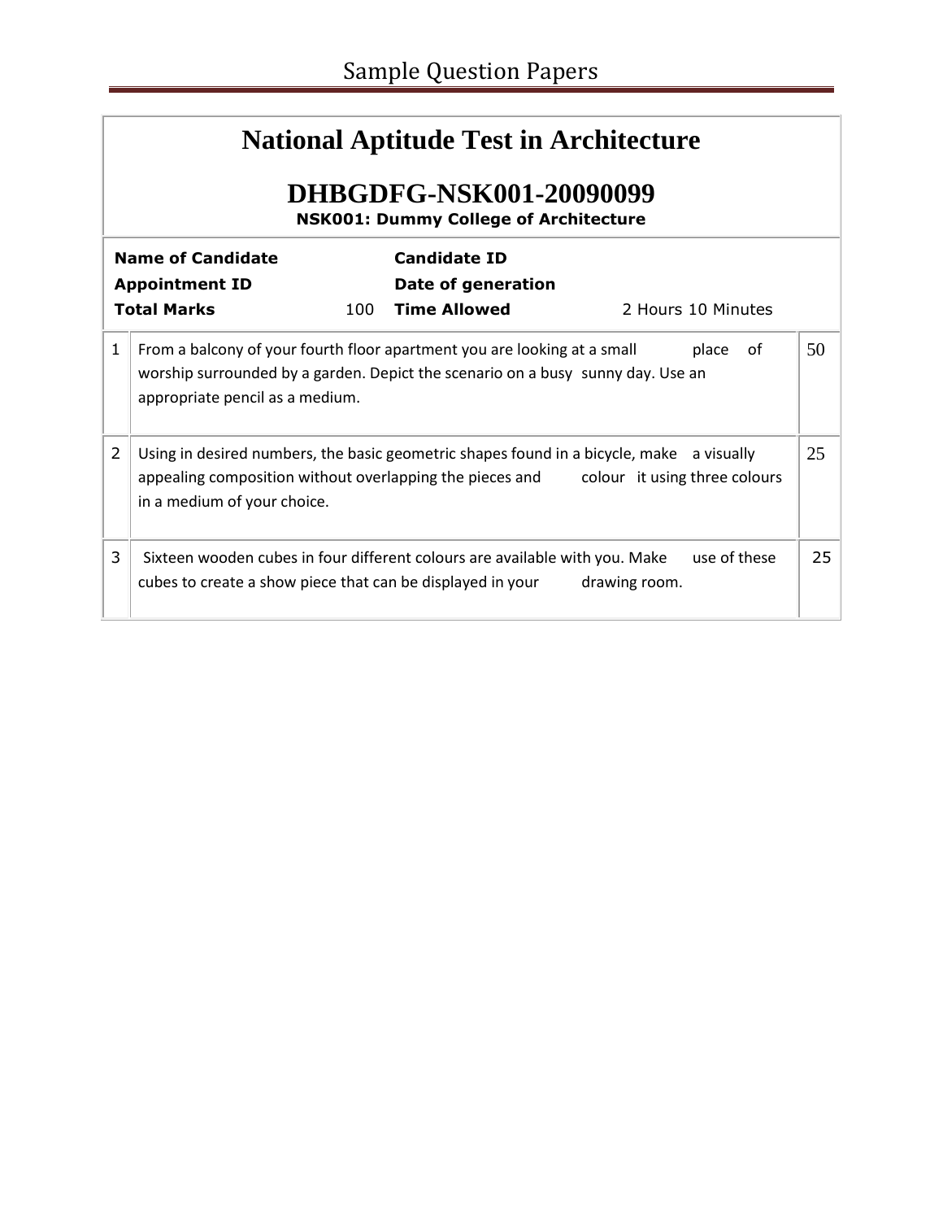# National Aptitude Test in Architecture

## DHBGDFG-NSK001-20090099

**NSK001: Dummy College of Architecture**

| | | | |
|---|---|---|---|
| **Name of Candidate** | | **Candidate ID** | |
| **Appointment ID** | | **Date of generation** | |
| **Total Marks** | 100 | **Time Allowed** | 2 Hours 10 Minutes |

| | | |
|---|---|---|
| 1 | From a balcony of your fourth floor apartment you are looking at a small place of worship surrounded by a garden. Depict the scenario on a busy sunny day. Use an appropriate pencil as a medium. | 50 |
| 2 | Using in desired numbers, the basic geometric shapes found in a bicycle, make a visually appealing composition without overlapping the pieces and colour it using three colours in a medium of your choice. | 25 |
| 3 | Sixteen wooden cubes in four different colours are available with you. Make use of these cubes to create a show piece that can be displayed in your drawing room. | 25 |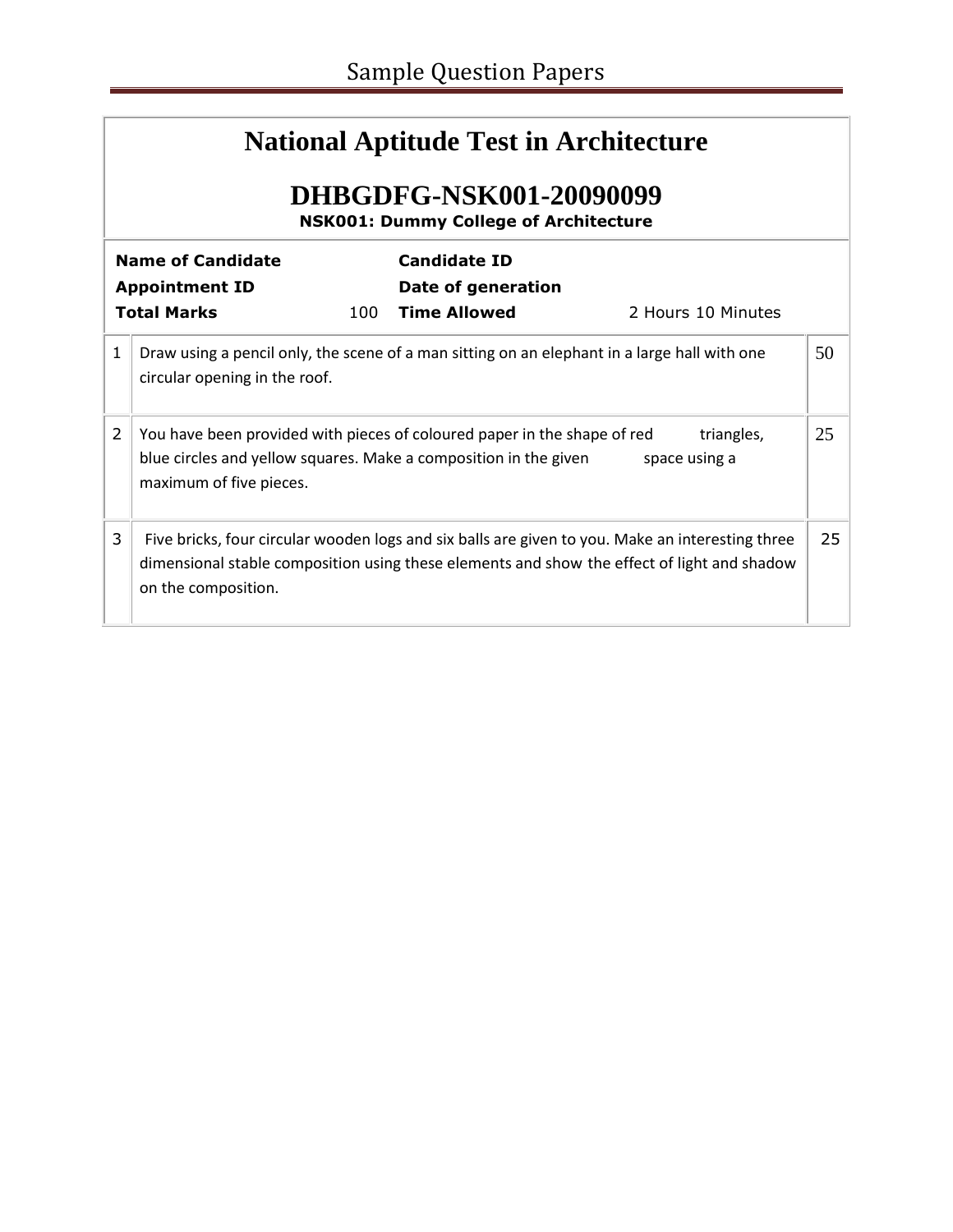# National Aptitude Test in Architecture

## DHBGDFG-NSK001-20090099

**NSK001: Dummy College of Architecture**

| | | | |
|---|---|---|---|
| **Name of Candidate** | | **Candidate ID** | |
| **Appointment ID** | | **Date of generation** | |
| **Total Marks** | 100 | **Time Allowed** | 2 Hours 10 Minutes |

| | | |
|---|---|---|
| 1 | Draw using a pencil only, the scene of a man sitting on an elephant in a large hall with one circular opening in the roof. | 50 |
| 2 | You have been provided with pieces of coloured paper in the shape of red triangles, blue circles and yellow squares. Make a composition in the given space using a maximum of five pieces. | 25 |
| 3 | Five bricks, four circular wooden logs and six balls are given to you. Make an interesting three dimensional stable composition using these elements and show the effect of light and shadow on the composition. | 25 |